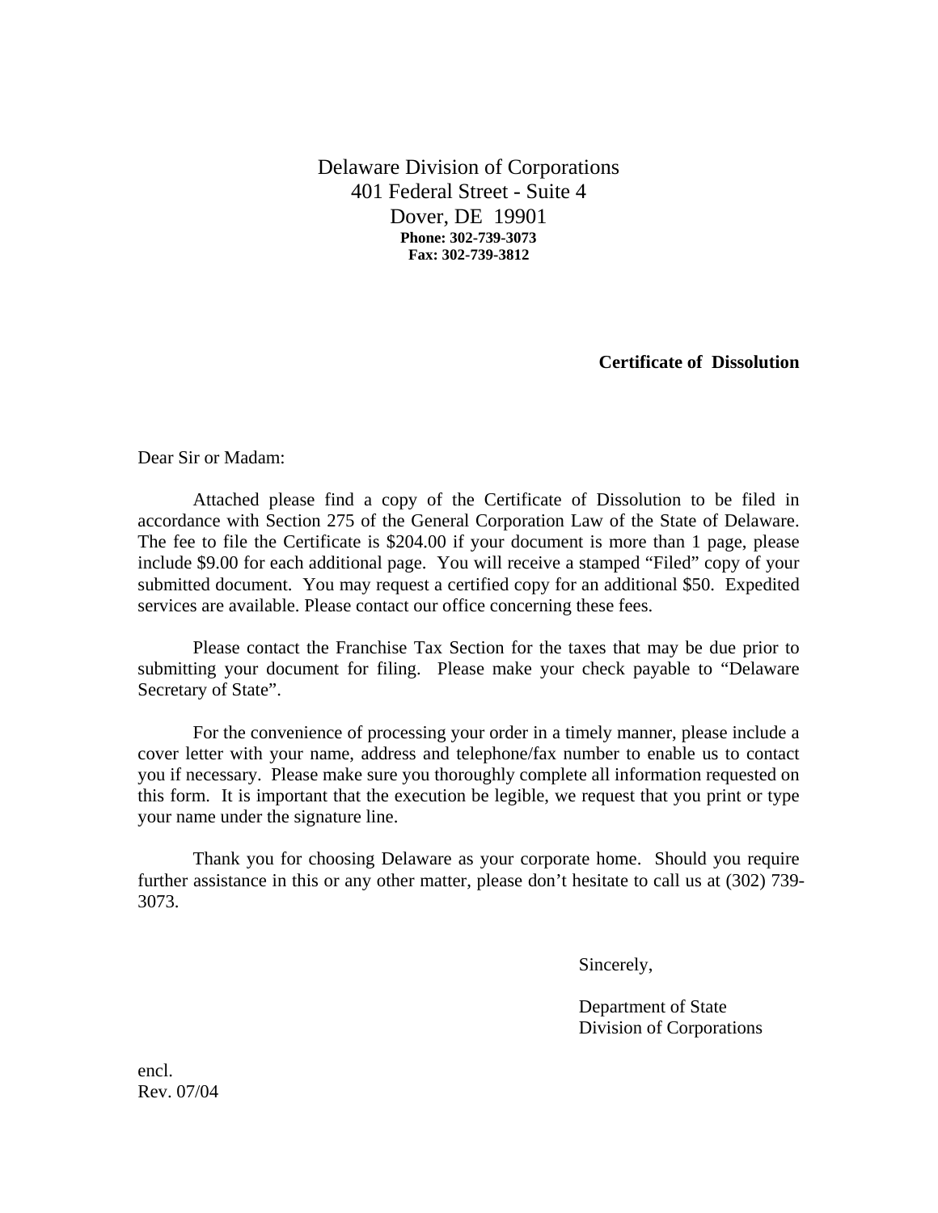Delaware Division of Corporations
401 Federal Street - Suite 4
Dover, DE 19901
**Phone: 302-739-3073**
**Fax: 302-739-3812**

**Certificate of Dissolution**

Dear Sir or Madam:

Attached please find a copy of the Certificate of Dissolution to be filed in accordance with Section 275 of the General Corporation Law of the State of Delaware. The fee to file the Certificate is $204.00 if your document is more than 1 page, please include $9.00 for each additional page. You will receive a stamped "Filed" copy of your submitted document. You may request a certified copy for an additional $50. Expedited services are available. Please contact our office concerning these fees.

Please contact the Franchise Tax Section for the taxes that may be due prior to submitting your document for filing. Please make your check payable to "Delaware Secretary of State".

For the convenience of processing your order in a timely manner, please include a cover letter with your name, address and telephone/fax number to enable us to contact you if necessary. Please make sure you thoroughly complete all information requested on this form. It is important that the execution be legible, we request that you print or type your name under the signature line.

Thank you for choosing Delaware as your corporate home. Should you require further assistance in this or any other matter, please don't hesitate to call us at (302) 739-3073.

Sincerely,

Department of State
Division of Corporations

encl.
Rev. 07/04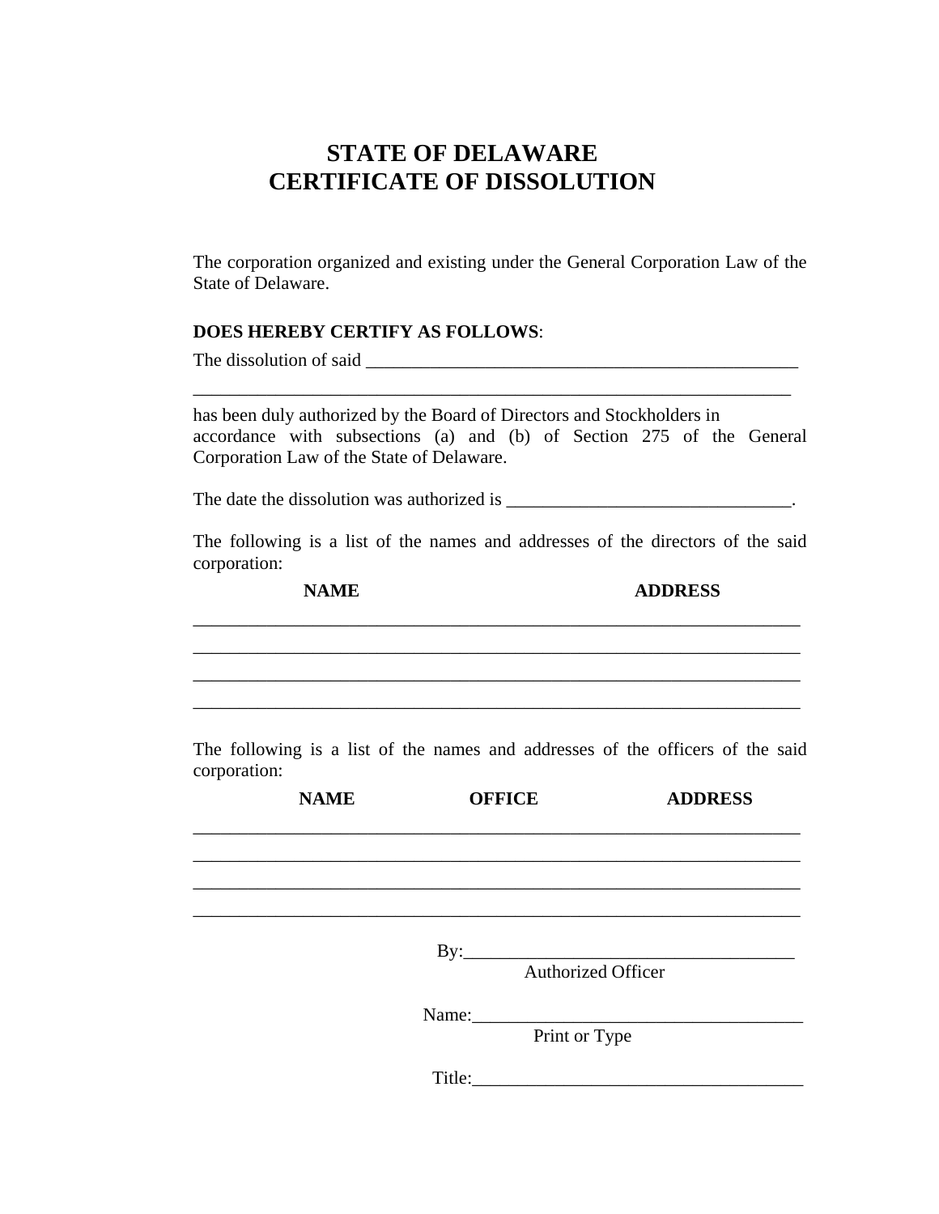# STATE OF DELAWARE
# CERTIFICATE OF DISSOLUTION

The corporation organized and existing under the General Corporation Law of the State of Delaware.

**DOES HEREBY CERTIFY AS FOLLOWS**:

The dissolution of said _______________________________________________

_________________________________________________________________

has been duly authorized by the Board of Directors and Stockholders in accordance with subsections (a) and (b) of Section 275 of the General Corporation Law of the State of Delaware.

The date the dissolution was authorized is ______________________________.

The following is a list of the names and addresses of the directors of the said corporation:

| NAME | ADDRESS |
| --- | --- |
| | |
| | |
| | |
| | |

The following is a list of the names and addresses of the officers of the said corporation:

| NAME | OFFICE | ADDRESS |
| --- | --- | --- |
| | | |
| | | |
| | | |
| | | |

By:___________________________________
Authorized Officer

Name:__________________________________
Print or Type

Title:__________________________________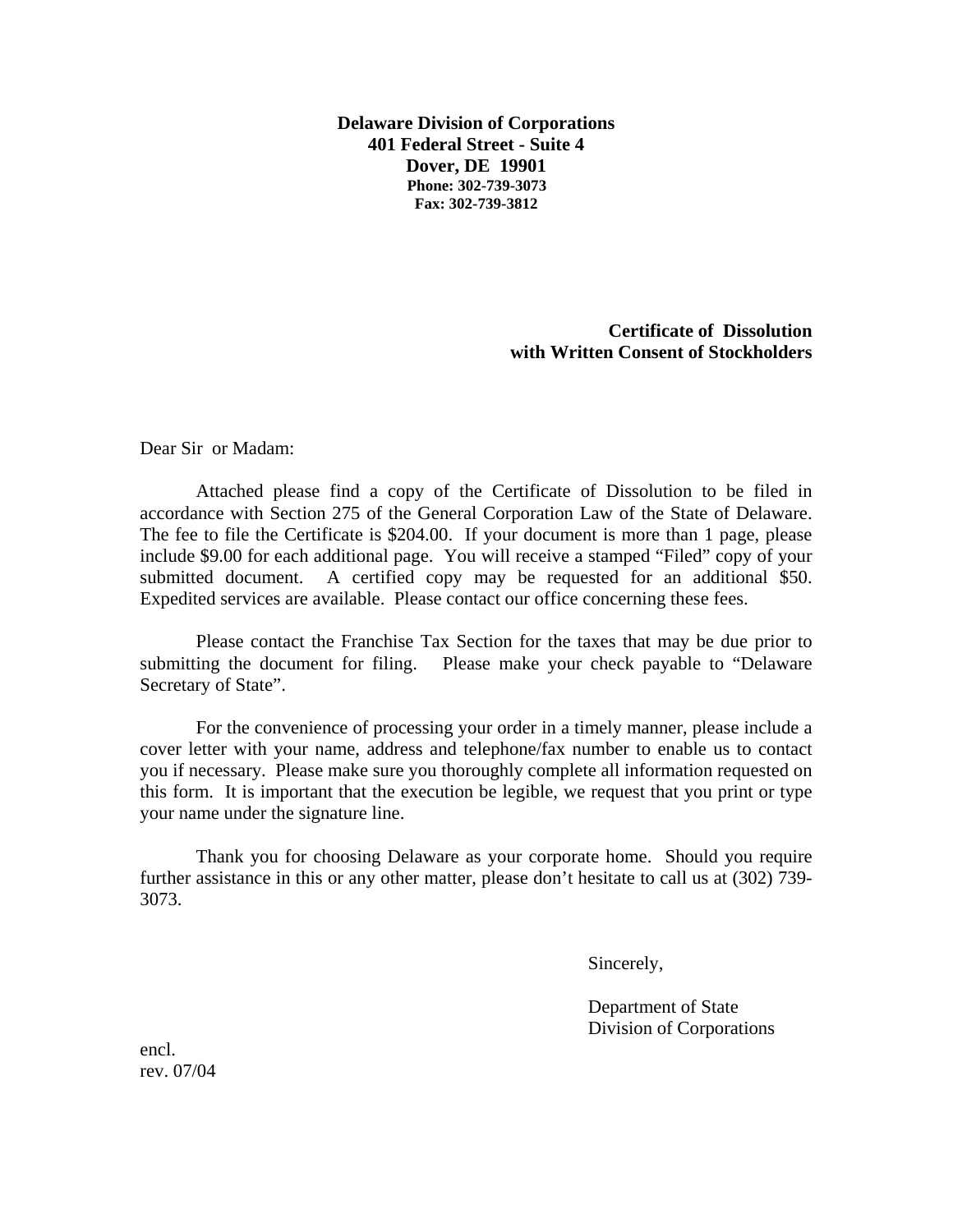**Delaware Division of Corporations**
**401 Federal Street - Suite 4**
**Dover, DE 19901**
**Phone: 302-739-3073**
**Fax: 302-739-3812**

**Certificate of Dissolution**
**with Written Consent of Stockholders**

Dear Sir or Madam:

Attached please find a copy of the Certificate of Dissolution to be filed in accordance with Section 275 of the General Corporation Law of the State of Delaware. The fee to file the Certificate is $204.00. If your document is more than 1 page, please include $9.00 for each additional page. You will receive a stamped "Filed" copy of your submitted document. A certified copy may be requested for an additional $50. Expedited services are available. Please contact our office concerning these fees.

Please contact the Franchise Tax Section for the taxes that may be due prior to submitting the document for filing. Please make your check payable to "Delaware Secretary of State".

For the convenience of processing your order in a timely manner, please include a cover letter with your name, address and telephone/fax number to enable us to contact you if necessary. Please make sure you thoroughly complete all information requested on this form. It is important that the execution be legible, we request that you print or type your name under the signature line.

Thank you for choosing Delaware as your corporate home. Should you require further assistance in this or any other matter, please don't hesitate to call us at (302) 739-3073.

Sincerely,

Department of State
Division of Corporations

encl.
rev. 07/04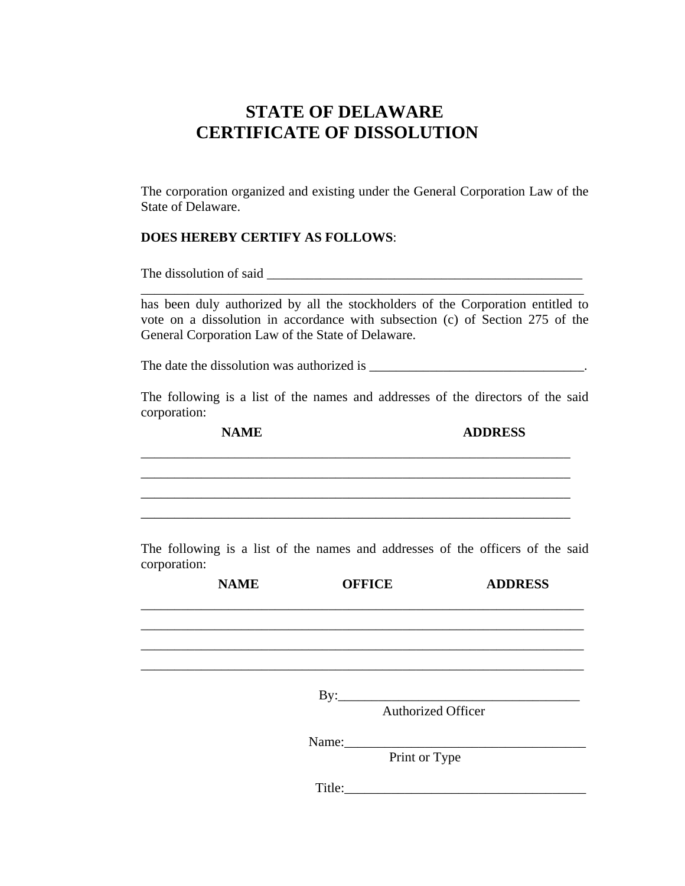# STATE OF DELAWARE
# CERTIFICATE OF DISSOLUTION

The corporation organized and existing under the General Corporation Law of the State of Delaware.

**DOES HEREBY CERTIFY AS FOLLOWS**:

The dissolution of said _________________________________________________
_____________________________________________________________
has been duly authorized by all the stockholders of the Corporation entitled to vote on a dissolution in accordance with subsection (c) of Section 275 of the General Corporation Law of the State of Delaware.

The date the dissolution was authorized is ________________________________.

The following is a list of the names and addresses of the directors of the said corporation:

| NAME | ADDRESS |
|---|---|
| | |
| | |
| | |
| | |

The following is a list of the names and addresses of the officers of the said corporation:

| NAME | OFFICE | ADDRESS |
|---|---|---|
| | | |
| | | |
| | | |
| | | |

By:____________________________________
Authorized Officer

Name:____________________________________
Print or Type

Title:____________________________________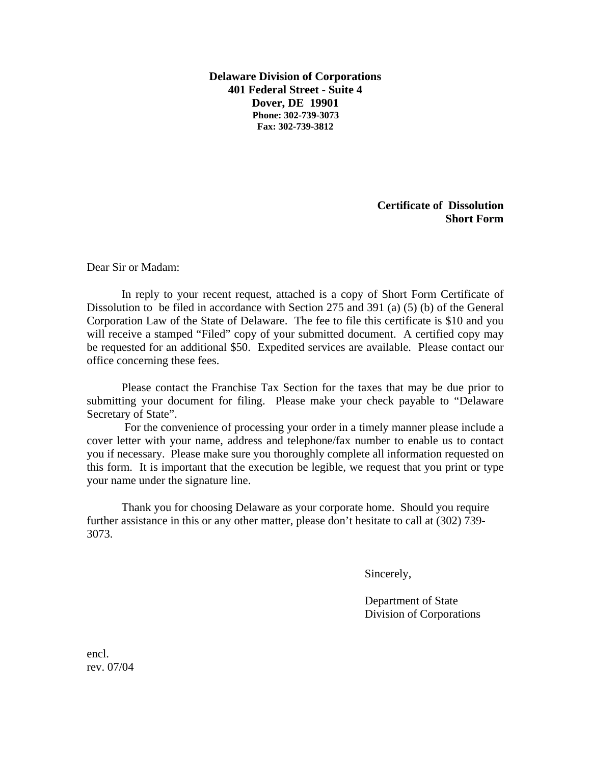**Delaware Division of Corporations**
**401 Federal Street - Suite 4**
**Dover, DE 19901**
**Phone: 302-739-3073**
**Fax: 302-739-3812**

**Certificate of Dissolution**
**Short Form**

Dear Sir or Madam:

In reply to your recent request, attached is a copy of Short Form Certificate of Dissolution to be filed in accordance with Section 275 and 391 (a) (5) (b) of the General Corporation Law of the State of Delaware. The fee to file this certificate is $10 and you will receive a stamped "Filed" copy of your submitted document. A certified copy may be requested for an additional $50. Expedited services are available. Please contact our office concerning these fees.

Please contact the Franchise Tax Section for the taxes that may be due prior to submitting your document for filing. Please make your check payable to "Delaware Secretary of State".

For the convenience of processing your order in a timely manner please include a cover letter with your name, address and telephone/fax number to enable us to contact you if necessary. Please make sure you thoroughly complete all information requested on this form. It is important that the execution be legible, we request that you print or type your name under the signature line.

Thank you for choosing Delaware as your corporate home. Should you require further assistance in this or any other matter, please don't hesitate to call at (302) 739-3073.

Sincerely,

Department of State
Division of Corporations

encl.
rev. 07/04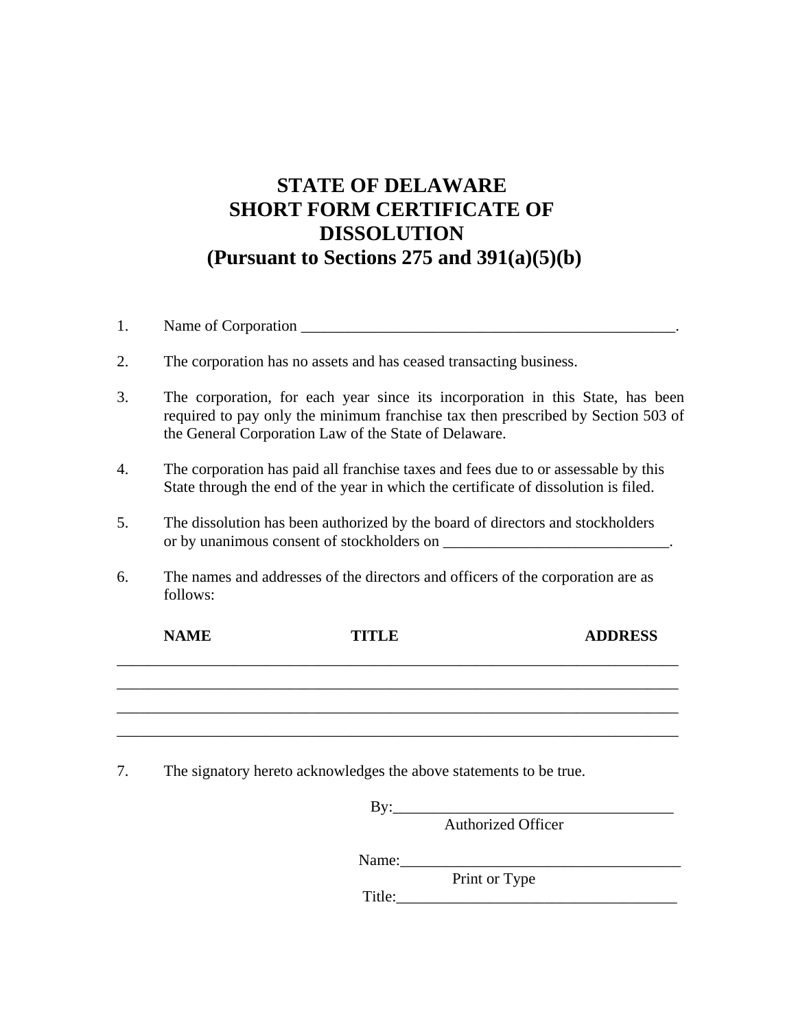# STATE OF DELAWARE
# SHORT FORM CERTIFICATE OF DISSOLUTION
# (Pursuant to Sections 275 and 391(a)(5)(b)

1. Name of Corporation ________________________________________________.

2. The corporation has no assets and has ceased transacting business.

3. The corporation, for each year since its incorporation in this State, has been required to pay only the minimum franchise tax then prescribed by Section 503 of the General Corporation Law of the State of Delaware.

4. The corporation has paid all franchise taxes and fees due to or assessable by this State through the end of the year in which the certificate of dissolution is filed.

5. The dissolution has been authorized by the board of directors and stockholders or by unanimous consent of stockholders on ____________________________.

6. The names and addresses of the directors and officers of the corporation are as follows:

| NAME | TITLE | ADDRESS |
| --- | --- | --- |
| | | |
| | | |
| | | |
| | | |

7. The signatory hereto acknowledges the above statements to be true.

By:___________________________________
Authorized Officer

Name:___________________________________
Print or Type

Title:___________________________________